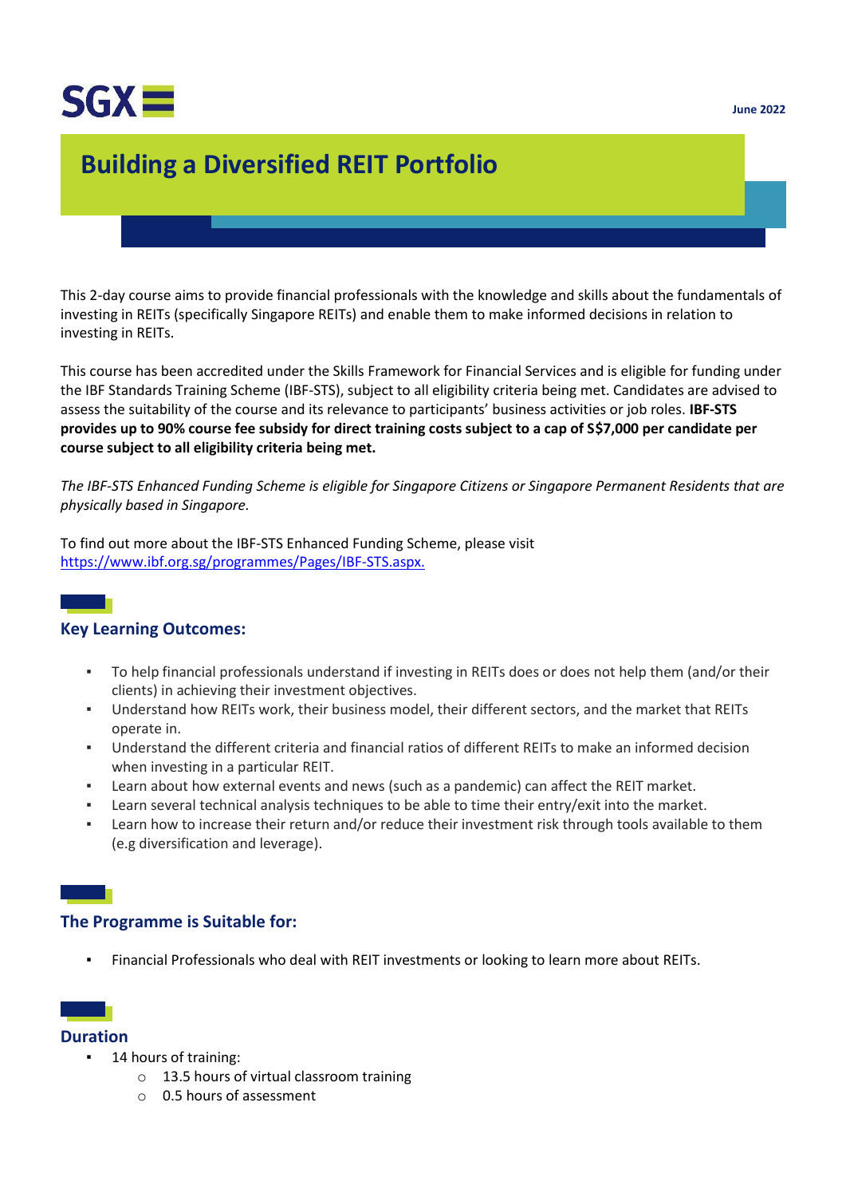June 2022

# Building a Diversified REIT Portfolio

This 2-day course aims to provide financial professionals with the knowledge and skills about the fundamentals of investing in REITs (specifically Singapore REITs) and enable them to make informed decisions in relation to investing in REITs.

This course has been accredited under the Skills Framework for Financial Services and is eligible for funding under the IBF Standards Training Scheme (IBF-STS), subject to all eligibility criteria being met. Candidates are advised to assess the suitability of the course and its relevance to participants' business activities or job roles. **IBF-STS provides up to 90% course fee subsidy for direct training costs subject to a cap of S$7,000 per candidate per course subject to all eligibility criteria being met.**

*The IBF-STS Enhanced Funding Scheme is eligible for Singapore Citizens or Singapore Permanent Residents that are physically based in Singapore.*

To find out more about the IBF-STS Enhanced Funding Scheme, please visit [https://www.ibf.org.sg/programmes/Pages/IBF-STS.aspx.](https://www.ibf.org.sg/programmes/Pages/IBF-STS.aspx)

## Key Learning Outcomes:

- To help financial professionals understand if investing in REITs does or does not help them (and/or their clients) in achieving their investment objectives.
- Understand how REITs work, their business model, their different sectors, and the market that REITs operate in.
- Understand the different criteria and financial ratios of different REITs to make an informed decision when investing in a particular REIT.
- Learn about how external events and news (such as a pandemic) can affect the REIT market.
- Learn several technical analysis techniques to be able to time their entry/exit into the market.
- Learn how to increase their return and/or reduce their investment risk through tools available to them (e.g diversification and leverage).

## The Programme is Suitable for:

- Financial Professionals who deal with REIT investments or looking to learn more about REITs.

## Duration

- 14 hours of training:
  - 13.5 hours of virtual classroom training
  - 0.5 hours of assessment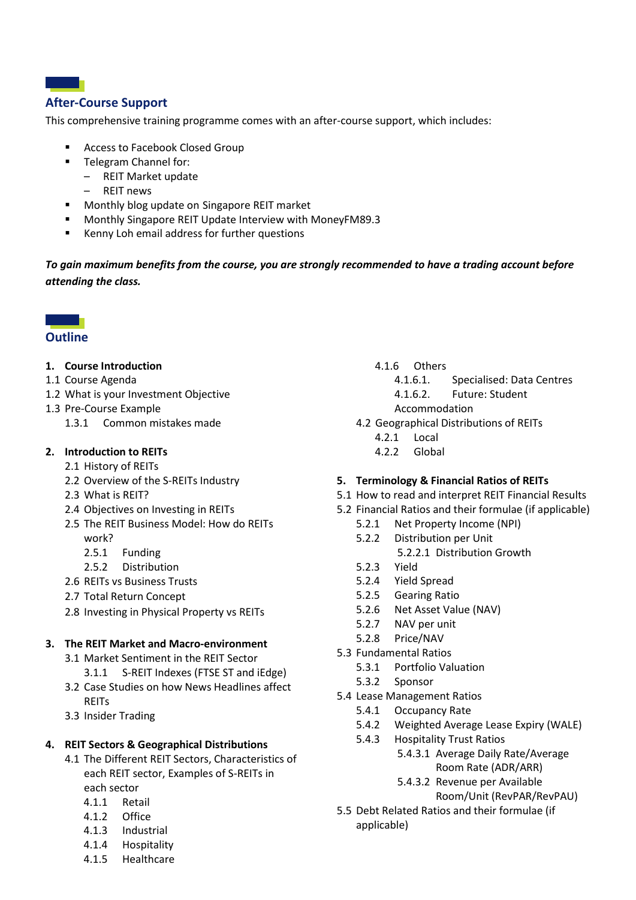## After-Course Support

This comprehensive training programme comes with an after-course support, which includes:

- Access to Facebook Closed Group
- Telegram Channel for:
  - REIT Market update
  - REIT news
- Monthly blog update on Singapore REIT market
- Monthly Singapore REIT Update Interview with MoneyFM89.3
- Kenny Loh email address for further questions

***To gain maximum benefits from the course, you are strongly recommended to have a trading account before attending the class.***

## Outline

**1. Course Introduction**

1.1 Course Agenda
1.2 What is your Investment Objective
1.3 Pre-Course Example
  1.3.1 Common mistakes made

**2. Introduction to REITs**

2.1 History of REITs
2.2 Overview of the S-REITs Industry
2.3 What is REIT?
2.4 Objectives on Investing in REITs
2.5 The REIT Business Model: How do REITs work?
  2.5.1 Funding
  2.5.2 Distribution
2.6 REITs vs Business Trusts
2.7 Total Return Concept
2.8 Investing in Physical Property vs REITs

**3. The REIT Market and Macro-environment**

3.1 Market Sentiment in the REIT Sector
  3.1.1 S-REIT Indexes (FTSE ST and iEdge)
3.2 Case Studies on how News Headlines affect REITs
3.3 Insider Trading

**4. REIT Sectors & Geographical Distributions**

4.1 The Different REIT Sectors, Characteristics of each REIT sector, Examples of S-REITs in each sector
  4.1.1 Retail
  4.1.2 Office
  4.1.3 Industrial
  4.1.4 Hospitality
  4.1.5 Healthcare
  4.1.6 Others
    4.1.6.1. Specialised: Data Centres
    4.1.6.2. Future: Student Accommodation
4.2 Geographical Distributions of REITs
  4.2.1 Local
  4.2.2 Global

**5. Terminology & Financial Ratios of REITs**

5.1 How to read and interpret REIT Financial Results
5.2 Financial Ratios and their formulae (if applicable)
  5.2.1 Net Property Income (NPI)
  5.2.2 Distribution per Unit
    5.2.2.1 Distribution Growth
  5.2.3 Yield
  5.2.4 Yield Spread
  5.2.5 Gearing Ratio
  5.2.6 Net Asset Value (NAV)
  5.2.7 NAV per unit
  5.2.8 Price/NAV
5.3 Fundamental Ratios
  5.3.1 Portfolio Valuation
  5.3.2 Sponsor
5.4 Lease Management Ratios
  5.4.1 Occupancy Rate
  5.4.2 Weighted Average Lease Expiry (WALE)
  5.4.3 Hospitality Trust Ratios
    5.4.3.1 Average Daily Rate/Average Room Rate (ADR/ARR)
    5.4.3.2 Revenue per Available Room/Unit (RevPAR/RevPAU)
5.5 Debt Related Ratios and their formulae (if applicable)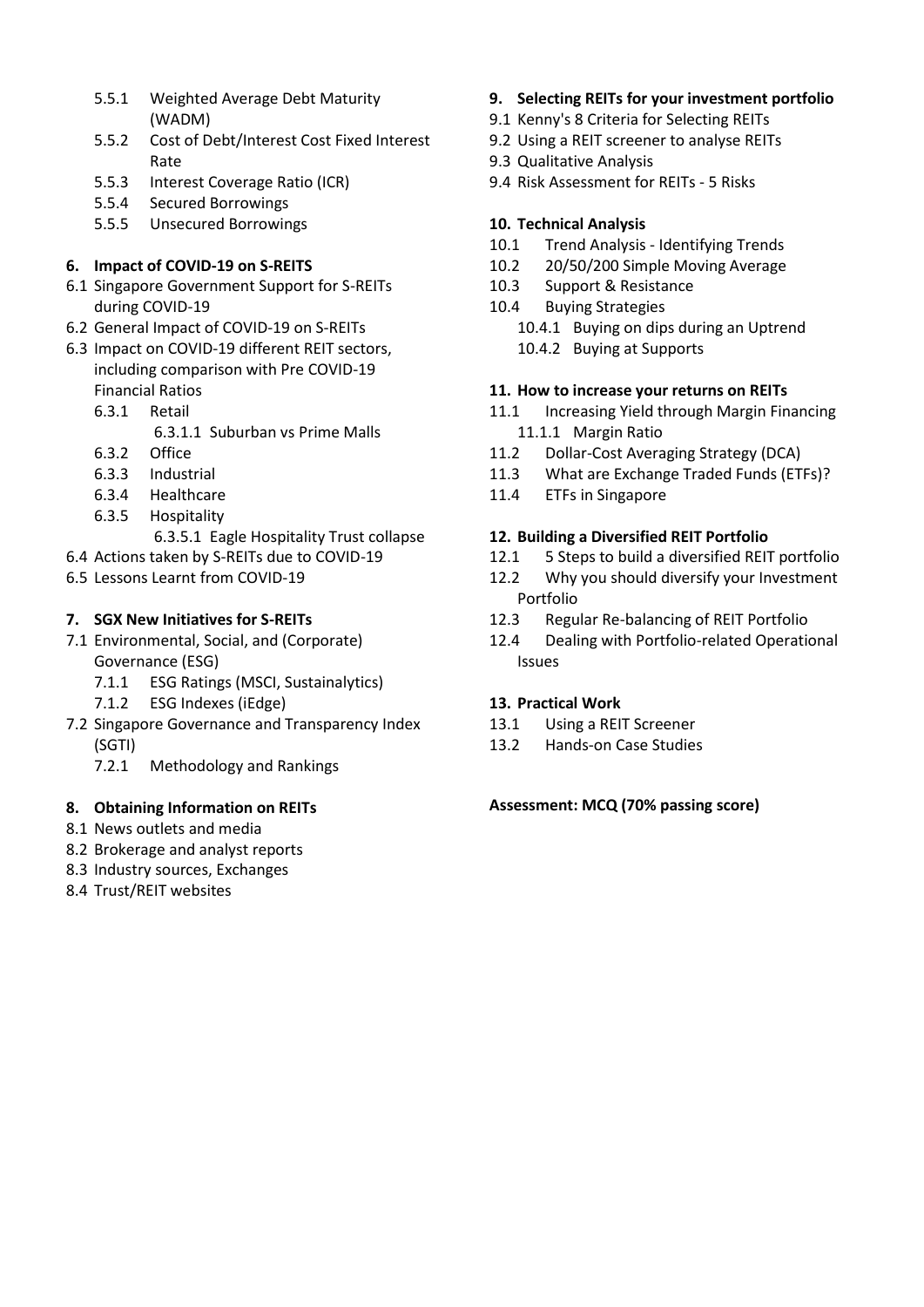- 5.5.1 Weighted Average Debt Maturity (WADM)
- 5.5.2 Cost of Debt/Interest Cost Fixed Interest Rate
- 5.5.3 Interest Coverage Ratio (ICR)
- 5.5.4 Secured Borrowings
- 5.5.5 Unsecured Borrowings

**6. Impact of COVID-19 on S-REITS**

- 6.1 Singapore Government Support for S-REITs during COVID-19
- 6.2 General Impact of COVID-19 on S-REITs
- 6.3 Impact on COVID-19 different REIT sectors, including comparison with Pre COVID-19 Financial Ratios
  - 6.3.1 Retail
    - 6.3.1.1 Suburban vs Prime Malls
  - 6.3.2 Office
  - 6.3.3 Industrial
  - 6.3.4 Healthcare
  - 6.3.5 Hospitality
    - 6.3.5.1 Eagle Hospitality Trust collapse
- 6.4 Actions taken by S-REITs due to COVID-19
- 6.5 Lessons Learnt from COVID-19

**7. SGX New Initiatives for S-REITs**

- 7.1 Environmental, Social, and (Corporate) Governance (ESG)
  - 7.1.1 ESG Ratings (MSCI, Sustainalytics)
  - 7.1.2 ESG Indexes (iEdge)
- 7.2 Singapore Governance and Transparency Index (SGTI)
  - 7.2.1 Methodology and Rankings

**8. Obtaining Information on REITs**

- 8.1 News outlets and media
- 8.2 Brokerage and analyst reports
- 8.3 Industry sources, Exchanges
- 8.4 Trust/REIT websites

**9. Selecting REITs for your investment portfolio**

- 9.1 Kenny's 8 Criteria for Selecting REITs
- 9.2 Using a REIT screener to analyse REITs
- 9.3 Qualitative Analysis
- 9.4 Risk Assessment for REITs - 5 Risks

**10. Technical Analysis**

- 10.1 Trend Analysis - Identifying Trends
- 10.2 20/50/200 Simple Moving Average
- 10.3 Support & Resistance
- 10.4 Buying Strategies
  - 10.4.1 Buying on dips during an Uptrend
  - 10.4.2 Buying at Supports

**11. How to increase your returns on REITs**

- 11.1 Increasing Yield through Margin Financing
  - 11.1.1 Margin Ratio
- 11.2 Dollar-Cost Averaging Strategy (DCA)
- 11.3 What are Exchange Traded Funds (ETFs)?
- 11.4 ETFs in Singapore

**12. Building a Diversified REIT Portfolio**

- 12.1 5 Steps to build a diversified REIT portfolio
- 12.2 Why you should diversify your Investment Portfolio
- 12.3 Regular Re-balancing of REIT Portfolio
- 12.4 Dealing with Portfolio-related Operational Issues

**13. Practical Work**

- 13.1 Using a REIT Screener
- 13.2 Hands-on Case Studies

**Assessment: MCQ (70% passing score)**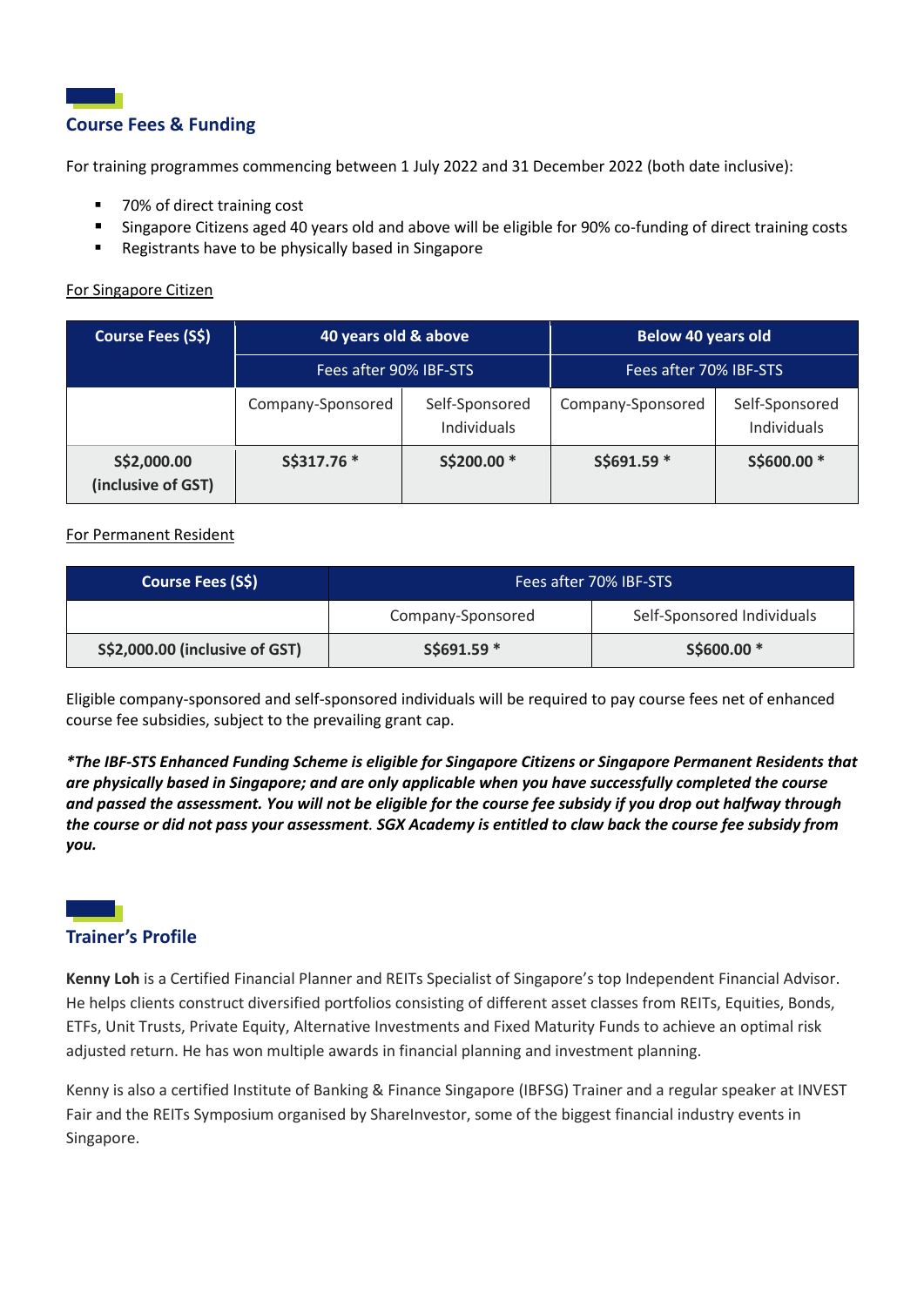## Course Fees & Funding

For training programmes commencing between 1 July 2022 and 31 December 2022 (both date inclusive):

- 70% of direct training cost
- Singapore Citizens aged 40 years old and above will be eligible for 90% co-funding of direct training costs
- Registrants have to be physically based in Singapore

For Singapore Citizen

| Course Fees (S$) | 40 years old & above | | Below 40 years old | |
|---|---|---|---|---|
| | Fees after 90% IBF-STS | | Fees after 70% IBF-STS | |
| | Company-Sponsored | Self-Sponsored Individuals | Company-Sponsored | Self-Sponsored Individuals |
| **S$2,000.00 (inclusive of GST)** | **S$317.76 *** | **S$200.00 *** | **S$691.59 *** | **S$600.00 *** |

For Permanent Resident

| Course Fees (S$) | Fees after 70% IBF-STS | |
|---|---|---|
| | Company-Sponsored | Self-Sponsored Individuals |
| **S$2,000.00 (inclusive of GST)** | **S$691.59 *** | **S$600.00 *** |

Eligible company-sponsored and self-sponsored individuals will be required to pay course fees net of enhanced course fee subsidies, subject to the prevailing grant cap.

***The IBF-STS Enhanced Funding Scheme is eligible for Singapore Citizens or Singapore Permanent Residents that are physically based in Singapore; and are only applicable when you have successfully completed the course and passed the assessment. You will not be eligible for the course fee subsidy if you drop out halfway through the course or did not pass your assessment. SGX Academy is entitled to claw back the course fee subsidy from you.***

## Trainer's Profile

**Kenny Loh** is a Certified Financial Planner and REITs Specialist of Singapore's top Independent Financial Advisor. He helps clients construct diversified portfolios consisting of different asset classes from REITs, Equities, Bonds, ETFs, Unit Trusts, Private Equity, Alternative Investments and Fixed Maturity Funds to achieve an optimal risk adjusted return. He has won multiple awards in financial planning and investment planning.

Kenny is also a certified Institute of Banking & Finance Singapore (IBFSG) Trainer and a regular speaker at INVEST Fair and the REITs Symposium organised by ShareInvestor, some of the biggest financial industry events in Singapore.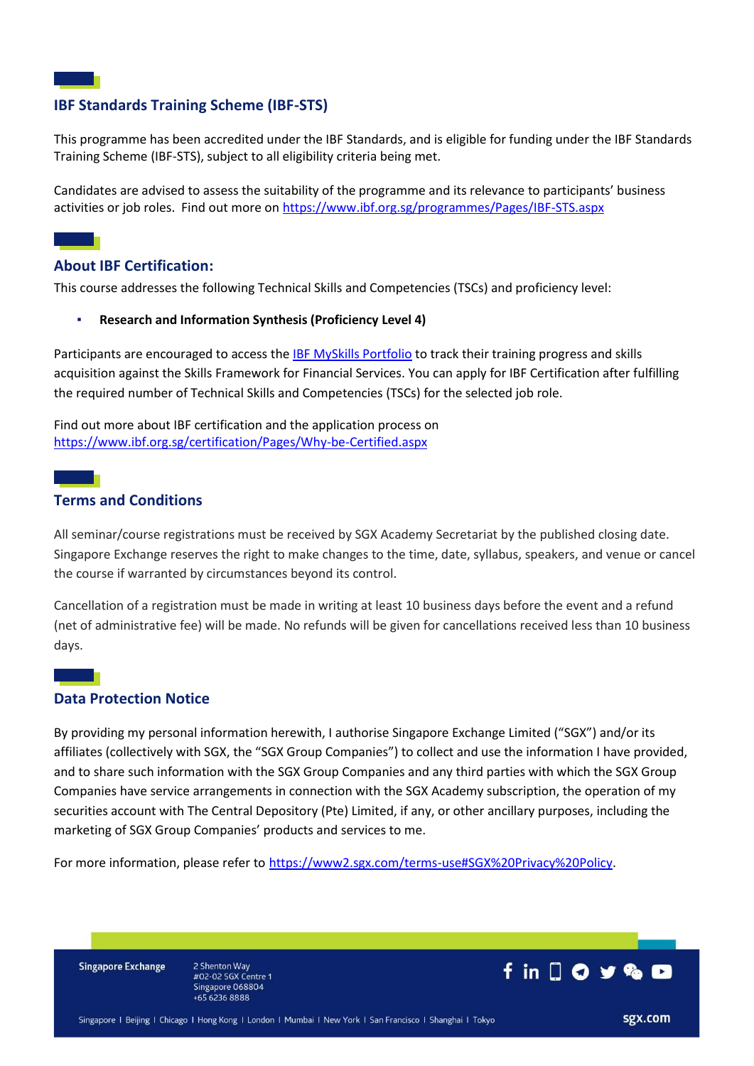## IBF Standards Training Scheme (IBF-STS)

This programme has been accredited under the IBF Standards, and is eligible for funding under the IBF Standards Training Scheme (IBF-STS), subject to all eligibility criteria being met.

Candidates are advised to assess the suitability of the programme and its relevance to participants' business activities or job roles. Find out more on https://www.ibf.org.sg/programmes/Pages/IBF-STS.aspx

## About IBF Certification:

This course addresses the following Technical Skills and Competencies (TSCs) and proficiency level:

- **Research and Information Synthesis (Proficiency Level 4)**

Participants are encouraged to access the IBF MySkills Portfolio to track their training progress and skills acquisition against the Skills Framework for Financial Services. You can apply for IBF Certification after fulfilling the required number of Technical Skills and Competencies (TSCs) for the selected job role.

Find out more about IBF certification and the application process on https://www.ibf.org.sg/certification/Pages/Why-be-Certified.aspx

## Terms and Conditions

All seminar/course registrations must be received by SGX Academy Secretariat by the published closing date. Singapore Exchange reserves the right to make changes to the time, date, syllabus, speakers, and venue or cancel the course if warranted by circumstances beyond its control.

Cancellation of a registration must be made in writing at least 10 business days before the event and a refund (net of administrative fee) will be made. No refunds will be given for cancellations received less than 10 business days.

## Data Protection Notice

By providing my personal information herewith, I authorise Singapore Exchange Limited ("SGX") and/or its affiliates (collectively with SGX, the "SGX Group Companies") to collect and use the information I have provided, and to share such information with the SGX Group Companies and any third parties with which the SGX Group Companies have service arrangements in connection with the SGX Academy subscription, the operation of my securities account with The Central Depository (Pte) Limited, if any, or other ancillary purposes, including the marketing of SGX Group Companies' products and services to me.

For more information, please refer to https://www2.sgx.com/terms-use#SGX%20Privacy%20Policy.

Singapore Exchange

2 Shenton Way
#02-02 SGX Centre 1
Singapore 068804
+65 6236 8888

Singapore | Beijing | Chicago | Hong Kong | London | Mumbai | New York | San Francisco | Shanghai | Tokyo

sgx.com